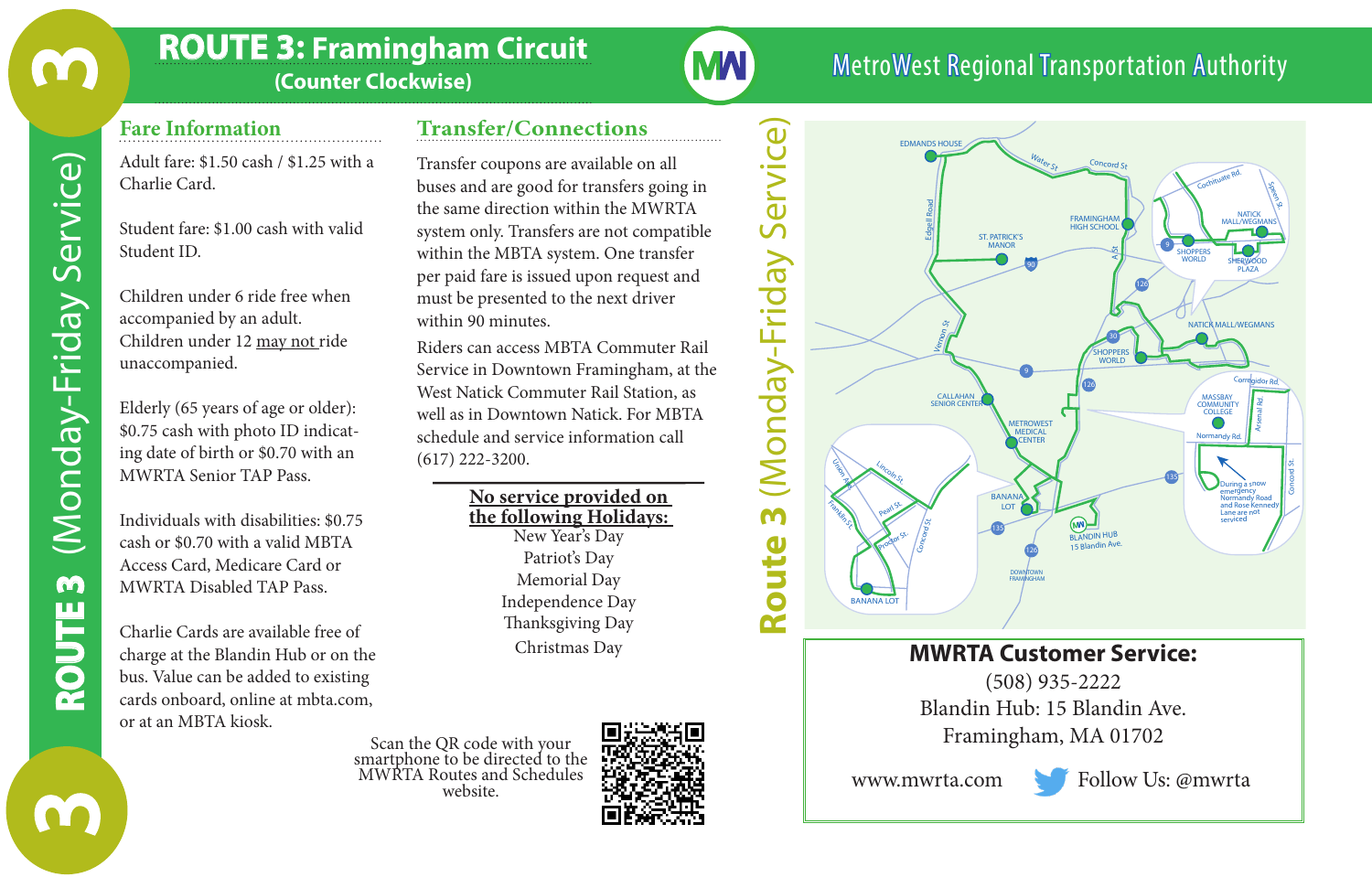# ROUTE 3: Framingham Circuit
**(Counter Clockwise)**

MetroWest Regional Transportation Authority

ROUTE 3 (Monday-Friday Service)

## Fare Information

Adult fare: $1.50 cash / $1.25 with a Charlie Card.

Student fare: $1.00 cash with valid Student ID.

Children under 6 ride free when accompanied by an adult. Children under 12 may not ride unaccompanied.

Elderly (65 years of age or older): $0.75 cash with photo ID indicating date of birth or $0.70 with an MWRTA Senior TAP Pass.

Individuals with disabilities: $0.75 cash or $0.70 with a valid MBTA Access Card, Medicare Card or MWRTA Disabled TAP Pass.

Charlie Cards are available free of charge at the Blandin Hub or on the bus. Value can be added to existing cards onboard, online at mbta.com, or at an MBTA kiosk.

## Transfer/Connections

Transfer coupons are available on all buses and are good for transfers going in the same direction within the MWRTA system only. Transfers are not compatible within the MBTA system. One transfer per paid fare is issued upon request and must be presented to the next driver within 90 minutes.

Riders can access MBTA Commuter Rail Service in Downtown Framingham, at the West Natick Commuter Rail Station, as well as in Downtown Natick. For MBTA schedule and service information call (617) 222-3200.

**No service provided on the following Holidays:**

New Year's Day
Patriot's Day
Memorial Day
Independence Day
Thanksgiving Day
Christmas Day

Scan the QR code with your smartphone to be directed to the MWRTA Routes and Schedules website.

Route 3 (Monday-Friday Service)

**MWRTA Customer Service:**

(508) 935-2222
Blandin Hub: 15 Blandin Ave.
Framingham, MA 01702

www.mwrta.com

Follow Us: @mwrta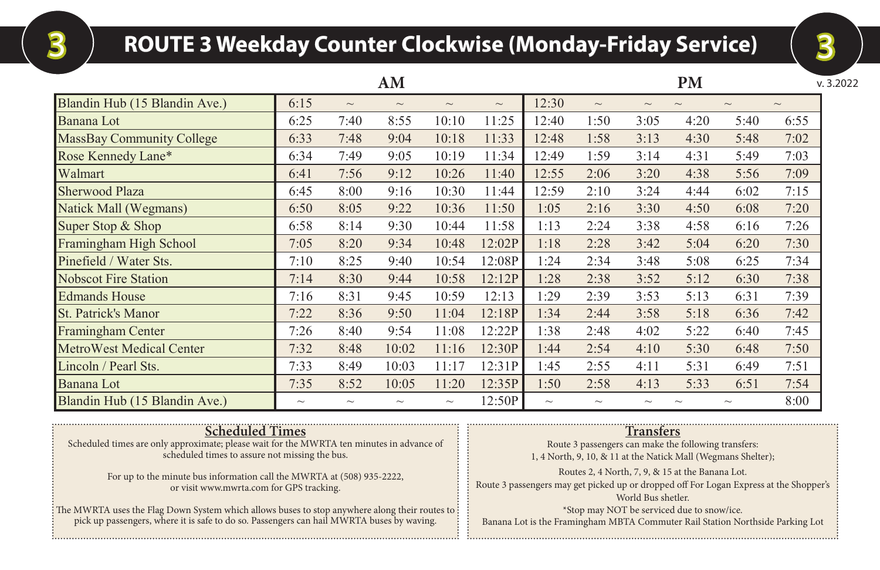# ROUTE 3 Weekday Counter Clockwise (Monday-Friday Service)

v. 3.2022

| | AM | | | | | PM | | | | | |
|---|---|---|---|---|---|---|---|---|---|---|---|
| Blandin Hub (15 Blandin Ave.) | 6:15 | ~ | ~ | ~ | ~ | 12:30 | ~ | ~ | ~ | ~ | ~ |
| Banana Lot | 6:25 | 7:40 | 8:55 | 10:10 | 11:25 | 12:40 | 1:50 | 3:05 | 4:20 | 5:40 | 6:55 |
| MassBay Community College | 6:33 | 7:48 | 9:04 | 10:18 | 11:33 | 12:48 | 1:58 | 3:13 | 4:30 | 5:48 | 7:02 |
| Rose Kennedy Lane* | 6:34 | 7:49 | 9:05 | 10:19 | 11:34 | 12:49 | 1:59 | 3:14 | 4:31 | 5:49 | 7:03 |
| Walmart | 6:41 | 7:56 | 9:12 | 10:26 | 11:40 | 12:55 | 2:06 | 3:20 | 4:38 | 5:56 | 7:09 |
| Sherwood Plaza | 6:45 | 8:00 | 9:16 | 10:30 | 11:44 | 12:59 | 2:10 | 3:24 | 4:44 | 6:02 | 7:15 |
| Natick Mall (Wegmans) | 6:50 | 8:05 | 9:22 | 10:36 | 11:50 | 1:05 | 2:16 | 3:30 | 4:50 | 6:08 | 7:20 |
| Super Stop & Shop | 6:58 | 8:14 | 9:30 | 10:44 | 11:58 | 1:13 | 2:24 | 3:38 | 4:58 | 6:16 | 7:26 |
| Framingham High School | 7:05 | 8:20 | 9:34 | 10:48 | 12:02P | 1:18 | 2:28 | 3:42 | 5:04 | 6:20 | 7:30 |
| Pinefield / Water Sts. | 7:10 | 8:25 | 9:40 | 10:54 | 12:08P | 1:24 | 2:34 | 3:48 | 5:08 | 6:25 | 7:34 |
| Nobscot Fire Station | 7:14 | 8:30 | 9:44 | 10:58 | 12:12P | 1:28 | 2:38 | 3:52 | 5:12 | 6:30 | 7:38 |
| Edmands House | 7:16 | 8:31 | 9:45 | 10:59 | 12:13 | 1:29 | 2:39 | 3:53 | 5:13 | 6:31 | 7:39 |
| St. Patrick's Manor | 7:22 | 8:36 | 9:50 | 11:04 | 12:18P | 1:34 | 2:44 | 3:58 | 5:18 | 6:36 | 7:42 |
| Framingham Center | 7:26 | 8:40 | 9:54 | 11:08 | 12:22P | 1:38 | 2:48 | 4:02 | 5:22 | 6:40 | 7:45 |
| MetroWest Medical Center | 7:32 | 8:48 | 10:02 | 11:16 | 12:30P | 1:44 | 2:54 | 4:10 | 5:30 | 6:48 | 7:50 |
| Lincoln / Pearl Sts. | 7:33 | 8:49 | 10:03 | 11:17 | 12:31P | 1:45 | 2:55 | 4:11 | 5:31 | 6:49 | 7:51 |
| Banana Lot | 7:35 | 8:52 | 10:05 | 11:20 | 12:35P | 1:50 | 2:58 | 4:13 | 5:33 | 6:51 | 7:54 |
| Blandin Hub (15 Blandin Ave.) | ~ | ~ | ~ | ~ | 12:50P | ~ | ~ | ~ | ~ | ~ | 8:00 |

**Scheduled Times**

Scheduled times are only approximate; please wait for the MWRTA ten minutes in advance of scheduled times to assure not missing the bus.

For up to the minute bus information call the MWRTA at (508) 935-2222, or visit www.mwrta.com for GPS tracking.

The MWRTA uses the Flag Down System which allows buses to stop anywhere along their routes to pick up passengers, where it is safe to do so. Passengers can hail MWRTA buses by waving.

**Transfers**

Route 3 passengers can make the following transfers:
1, 4 North, 9, 10, & 11 at the Natick Mall (Wegmans Shelter);

Routes 2, 4 North, 7, 9, & 15 at the Banana Lot.

Route 3 passengers may get picked up or dropped off For Logan Express at the Shopper's World Bus shelter.

*Stop may NOT be serviced due to snow/ice.

Banana Lot is the Framingham MBTA Commuter Rail Station Northside Parking Lot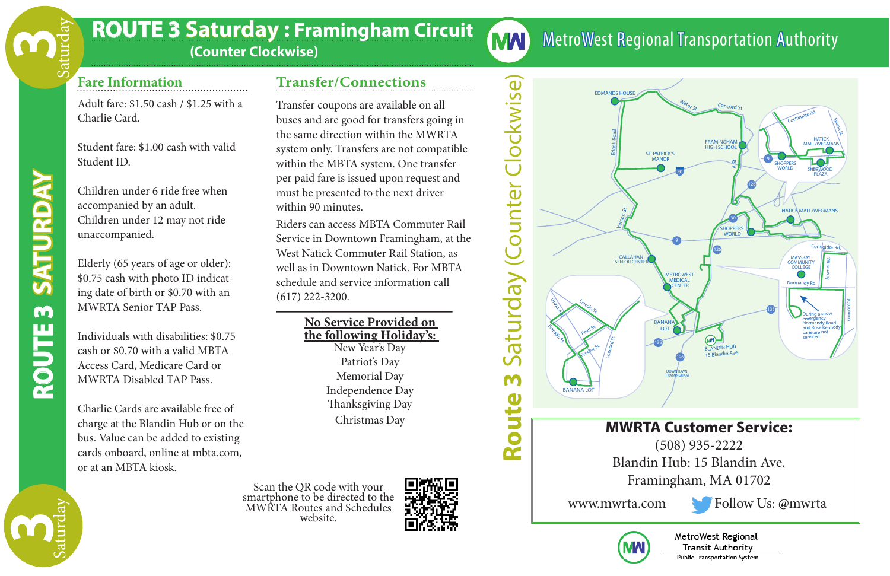# ROUTE 3 Saturday : Framingham Circuit

**(Counter Clockwise)**

MetroWest Regional Transportation Authority

## Fare Information

Adult fare: $1.50 cash / $1.25 with a Charlie Card.

Student fare: $1.00 cash with valid Student ID.

Children under 6 ride free when accompanied by an adult.
Children under 12 may not ride unaccompanied.

Elderly (65 years of age or older): $0.75 cash with photo ID indicating date of birth or $0.70 with an MWRTA Senior TAP Pass.

Individuals with disabilities: $0.75 cash or $0.70 with a valid MBTA Access Card, Medicare Card or MWRTA Disabled TAP Pass.

Charlie Cards are available free of charge at the Blandin Hub or on the bus. Value can be added to existing cards onboard, online at mbta.com, or at an MBTA kiosk.

## Transfer/Connections

Transfer coupons are available on all buses and are good for transfers going in the same direction within the MWRTA system only. Transfers are not compatible within the MBTA system. One transfer per paid fare is issued upon request and must be presented to the next driver within 90 minutes.

Riders can access MBTA Commuter Rail Service in Downtown Framingham, at the West Natick Commuter Rail Station, as well as in Downtown Natick. For MBTA schedule and service information call (617) 222-3200.

**No Service Provided on the following Holiday's:**

New Year's Day
Patriot's Day
Memorial Day
Independence Day
Thanksgiving Day
Christmas Day

Scan the QR code with your smartphone to be directed to the MWRTA Routes and Schedules website.

## Route 3 Saturday (Counter Clockwise)

EDMANDS HOUSE · ST. PATRICK'S MANOR · FRAMINGHAM HIGH SCHOOL · NATICK MALL/WEGMANS · SHOPPERS WORLD · SHERWOOD PLAZA · CALLAHAN SENIOR CENTER · METROWEST MEDICAL CENTER · MASSBAY COMMUNITY COLLEGE · BANANA LOT · BLANDIN HUB 15 Blandin Ave. · DOWNTOWN FRAMINGHAM

During a snow emergency Normandy Road and Rose Kennedy Lane are not serviced

## MWRTA Customer Service:

(508) 935-2222
Blandin Hub: 15 Blandin Ave.
Framingham, MA 01702
www.mwrta.com Follow Us: @mwrta

MetroWest Regional Transit Authority
Public Transportation System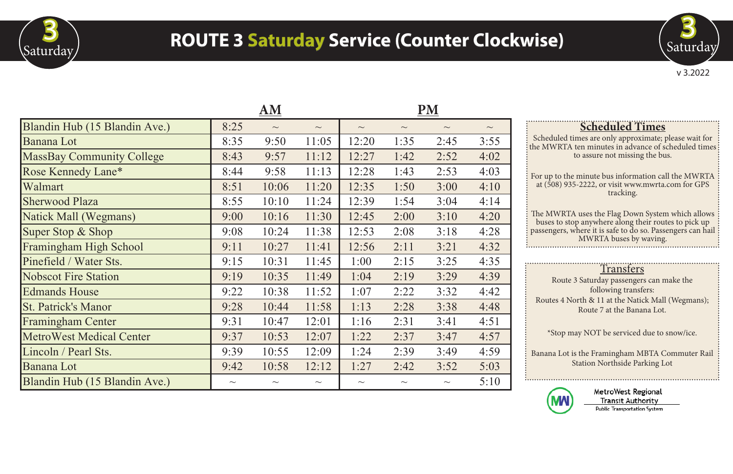# ROUTE 3 Saturday Service (Counter Clockwise)

v 3.2022

| | AM | | | PM | | | |
|---|---|---|---|---|---|---|---|
| Blandin Hub (15 Blandin Ave.) | 8:25 | ~ | ~ | ~ | ~ | ~ | ~ |
| Banana Lot | 8:35 | 9:50 | 11:05 | 12:20 | 1:35 | 2:45 | 3:55 |
| MassBay Community College | 8:43 | 9:57 | 11:12 | 12:27 | 1:42 | 2:52 | 4:02 |
| Rose Kennedy Lane* | 8:44 | 9:58 | 11:13 | 12:28 | 1:43 | 2:53 | 4:03 |
| Walmart | 8:51 | 10:06 | 11:20 | 12:35 | 1:50 | 3:00 | 4:10 |
| Sherwood Plaza | 8:55 | 10:10 | 11:24 | 12:39 | 1:54 | 3:04 | 4:14 |
| Natick Mall (Wegmans) | 9:00 | 10:16 | 11:30 | 12:45 | 2:00 | 3:10 | 4:20 |
| Super Stop & Shop | 9:08 | 10:24 | 11:38 | 12:53 | 2:08 | 3:18 | 4:28 |
| Framingham High School | 9:11 | 10:27 | 11:41 | 12:56 | 2:11 | 3:21 | 4:32 |
| Pinefield / Water Sts. | 9:15 | 10:31 | 11:45 | 1:00 | 2:15 | 3:25 | 4:35 |
| Nobscot Fire Station | 9:19 | 10:35 | 11:49 | 1:04 | 2:19 | 3:29 | 4:39 |
| Edmands House | 9:22 | 10:38 | 11:52 | 1:07 | 2:22 | 3:32 | 4:42 |
| St. Patrick's Manor | 9:28 | 10:44 | 11:58 | 1:13 | 2:28 | 3:38 | 4:48 |
| Framingham Center | 9:31 | 10:47 | 12:01 | 1:16 | 2:31 | 3:41 | 4:51 |
| MetroWest Medical Center | 9:37 | 10:53 | 12:07 | 1:22 | 2:37 | 3:47 | 4:57 |
| Lincoln / Pearl Sts. | 9:39 | 10:55 | 12:09 | 1:24 | 2:39 | 3:49 | 4:59 |
| Banana Lot | 9:42 | 10:58 | 12:12 | 1:27 | 2:42 | 3:52 | 5:03 |
| Blandin Hub (15 Blandin Ave.) | ~ | ~ | ~ | ~ | ~ | ~ | 5:10 |

## Scheduled Times

Scheduled times are only approximate; please wait for the MWRTA ten minutes in advance of scheduled times to assure not missing the bus.

For up to the minute bus information call the MWRTA at (508) 935-2222, or visit www.mwrta.com for GPS tracking.

The MWRTA uses the Flag Down System which allows buses to stop anywhere along their routes to pick up passengers, where it is safe to do so. Passengers can hail MWRTA buses by waving.

## Transfers

Route 3 Saturday passengers can make the following transfers:
Routes 4 North & 11 at the Natick Mall (Wegmans);
Route 7 at the Banana Lot.

*Stop may NOT be serviced due to snow/ice.

Banana Lot is the Framingham MBTA Commuter Rail Station Northside Parking Lot

MetroWest Regional Transit Authority
Public Transportation System